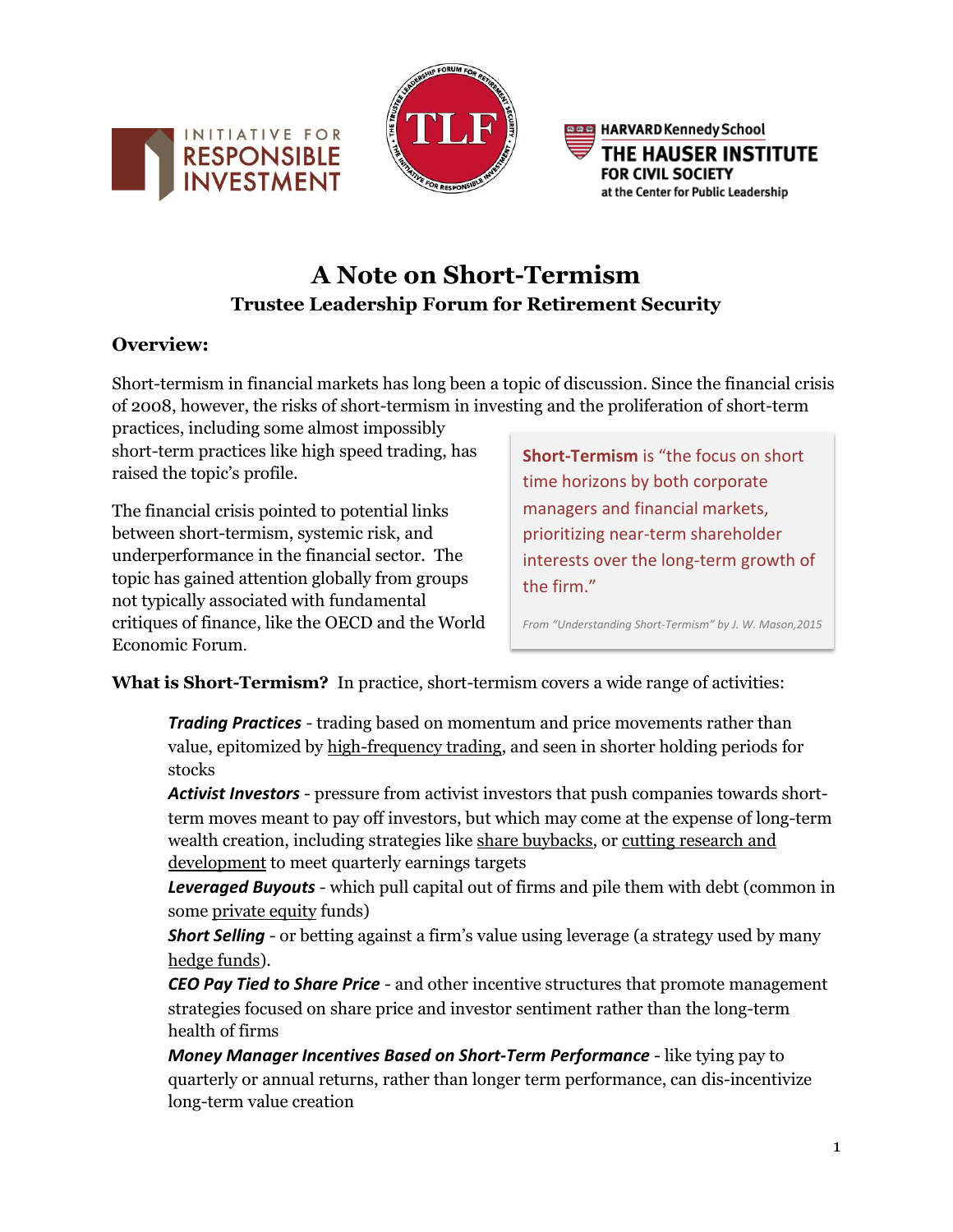Initiative for Responsible Investment · TLF · Harvard Kennedy School The Hauser Institute for Civil Society at the Center for Public Leadership

# A Note on Short-Termism

## Trustee Leadership Forum for Retirement Security

### Overview:

Short-termism in financial markets has long been a topic of discussion. Since the financial crisis of 2008, however, the risks of short-termism in investing and the proliferation of short-term practices, including some almost impossibly short-term practices like high speed trading, has raised the topic's profile.

The financial crisis pointed to potential links between short-termism, systemic risk, and underperformance in the financial sector. The topic has gained attention globally from groups not typically associated with fundamental critiques of finance, like the OECD and the World Economic Forum.

> **Short-Termism** is "the focus on short time horizons by both corporate managers and financial markets, prioritizing near-term shareholder interests over the long-term growth of the firm."
>
> *From "Understanding Short-Termism" by J. W. Mason,2015*

**What is Short-Termism?** In practice, short-termism covers a wide range of activities:

- ***Trading Practices*** - trading based on momentum and price movements rather than value, epitomized by high-frequency trading, and seen in shorter holding periods for stocks
- ***Activist Investors*** - pressure from activist investors that push companies towards short-term moves meant to pay off investors, but which may come at the expense of long-term wealth creation, including strategies like share buybacks, or cutting research and development to meet quarterly earnings targets
- ***Leveraged Buyouts*** - which pull capital out of firms and pile them with debt (common in some private equity funds)
- ***Short Selling*** - or betting against a firm's value using leverage (a strategy used by many hedge funds).
- ***CEO Pay Tied to Share Price*** - and other incentive structures that promote management strategies focused on share price and investor sentiment rather than the long-term health of firms
- ***Money Manager Incentives Based on Short-Term Performance*** - like tying pay to quarterly or annual returns, rather than longer term performance, can dis-incentivize long-term value creation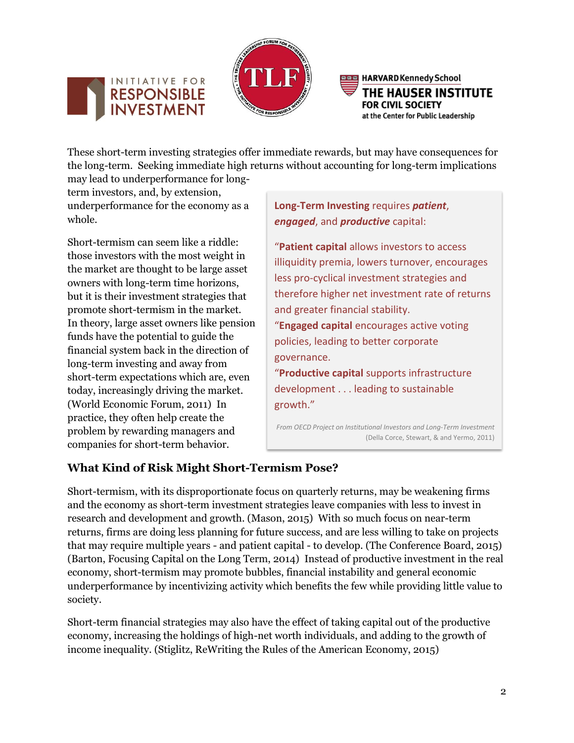These short-term investing strategies offer immediate rewards, but may have consequences for the long-term. Seeking immediate high returns without accounting for long-term implications may lead to underperformance for long-term investors, and, by extension, underperformance for the economy as a whole.

Short-termism can seem like a riddle: those investors with the most weight in the market are thought to be large asset owners with long-term time horizons, but it is their investment strategies that promote short-termism in the market. In theory, large asset owners like pension funds have the potential to guide the financial system back in the direction of long-term investing and away from short-term expectations which are, even today, increasingly driving the market. (World Economic Forum, 2011) In practice, they often help create the problem by rewarding managers and companies for short-term behavior.

> **Long-Term Investing** requires ***patient***, ***engaged***, and ***productive*** capital:
>
> "**Patient capital** allows investors to access illiquidity premia, lowers turnover, encourages less pro-cyclical investment strategies and therefore higher net investment rate of returns and greater financial stability.
>
> "**Engaged capital** encourages active voting policies, leading to better corporate governance.
>
> "**Productive capital** supports infrastructure development . . . leading to sustainable growth."
>
> *From OECD Project on Institutional Investors and Long-Term Investment*
> (Della Corce, Stewart, & and Yermo, 2011)

## What Kind of Risk Might Short-Termism Pose?

Short-termism, with its disproportionate focus on quarterly returns, may be weakening firms and the economy as short-term investment strategies leave companies with less to invest in research and development and growth. (Mason, 2015) With so much focus on near-term returns, firms are doing less planning for future success, and are less willing to take on projects that may require multiple years - and patient capital - to develop. (The Conference Board, 2015) (Barton, Focusing Capital on the Long Term, 2014) Instead of productive investment in the real economy, short-termism may promote bubbles, financial instability and general economic underperformance by incentivizing activity which benefits the few while providing little value to society.

Short-term financial strategies may also have the effect of taking capital out of the productive economy, increasing the holdings of high-net worth individuals, and adding to the growth of income inequality. (Stiglitz, ReWriting the Rules of the American Economy, 2015)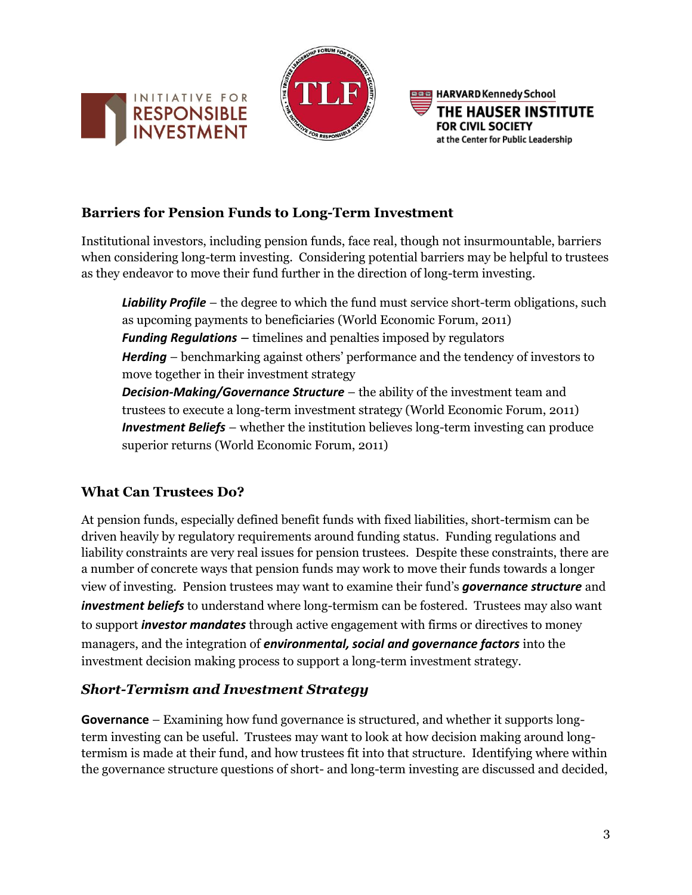## Barriers for Pension Funds to Long-Term Investment

Institutional investors, including pension funds, face real, though not insurmountable, barriers when considering long-term investing. Considering potential barriers may be helpful to trustees as they endeavor to move their fund further in the direction of long-term investing.

> ***Liability Profile*** – the degree to which the fund must service short-term obligations, such as upcoming payments to beneficiaries (World Economic Forum, 2011)
> ***Funding Regulations*** – timelines and penalties imposed by regulators
> ***Herding*** – benchmarking against others' performance and the tendency of investors to move together in their investment strategy
> ***Decision-Making/Governance Structure*** – the ability of the investment team and trustees to execute a long-term investment strategy (World Economic Forum, 2011)
> ***Investment Beliefs*** – whether the institution believes long-term investing can produce superior returns (World Economic Forum, 2011)

## What Can Trustees Do?

At pension funds, especially defined benefit funds with fixed liabilities, short-termism can be driven heavily by regulatory requirements around funding status. Funding regulations and liability constraints are very real issues for pension trustees. Despite these constraints, there are a number of concrete ways that pension funds may work to move their funds towards a longer view of investing. Pension trustees may want to examine their fund's ***governance structure*** and ***investment beliefs*** to understand where long-termism can be fostered. Trustees may also want to support ***investor mandates*** through active engagement with firms or directives to money managers, and the integration of ***environmental, social and governance factors*** into the investment decision making process to support a long-term investment strategy.

### *Short-Termism and Investment Strategy*

**Governance** – Examining how fund governance is structured, and whether it supports long-term investing can be useful. Trustees may want to look at how decision making around long-termism is made at their fund, and how trustees fit into that structure. Identifying where within the governance structure questions of short- and long-term investing are discussed and decided,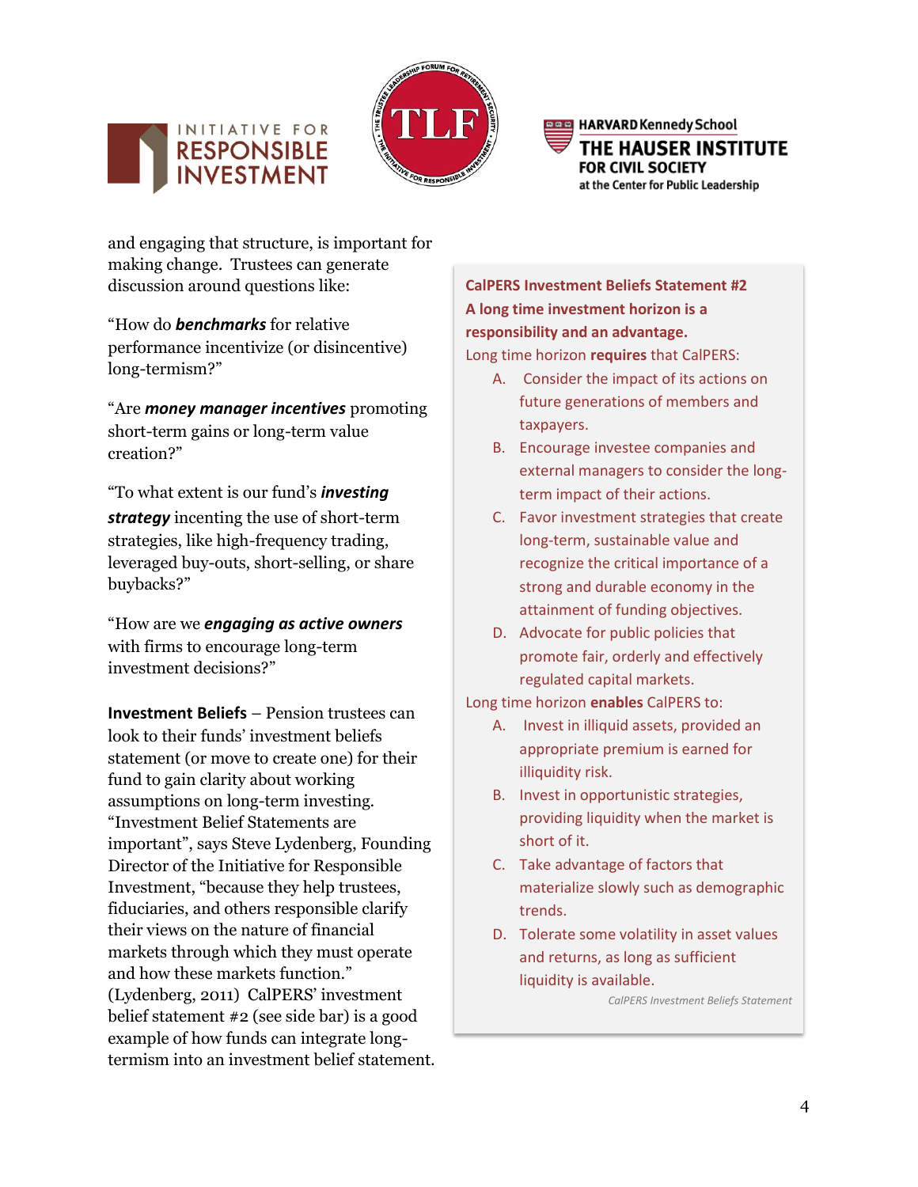and engaging that structure, is important for making change. Trustees can generate discussion around questions like:

"How do ***benchmarks*** for relative performance incentivize (or disincentive) long-termism?"

"Are ***money manager incentives*** promoting short-term gains or long-term value creation?"

"To what extent is our fund's ***investing strategy*** incenting the use of short-term strategies, like high-frequency trading, leveraged buy-outs, short-selling, or share buybacks?"

"How are we ***engaging as active owners*** with firms to encourage long-term investment decisions?"

**Investment Beliefs** – Pension trustees can look to their funds' investment beliefs statement (or move to create one) for their fund to gain clarity about working assumptions on long-term investing. "Investment Belief Statements are important", says Steve Lydenberg, Founding Director of the Initiative for Responsible Investment, "because they help trustees, fiduciaries, and others responsible clarify their views on the nature of financial markets through which they must operate and how these markets function." (Lydenberg, 2011) CalPERS' investment belief statement #2 (see side bar) is a good example of how funds can integrate long-termism into an investment belief statement.

**CalPERS Investment Beliefs Statement #2**
**A long time investment horizon is a responsibility and an advantage.**

Long time horizon **requires** that CalPERS:

A. Consider the impact of its actions on future generations of members and taxpayers.
B. Encourage investee companies and external managers to consider the long-term impact of their actions.
C. Favor investment strategies that create long-term, sustainable value and recognize the critical importance of a strong and durable economy in the attainment of funding objectives.
D. Advocate for public policies that promote fair, orderly and effectively regulated capital markets.

Long time horizon **enables** CalPERS to:

A. Invest in illiquid assets, provided an appropriate premium is earned for illiquidity risk.
B. Invest in opportunistic strategies, providing liquidity when the market is short of it.
C. Take advantage of factors that materialize slowly such as demographic trends.
D. Tolerate some volatility in asset values and returns, as long as sufficient liquidity is available.

*CalPERS Investment Beliefs Statement*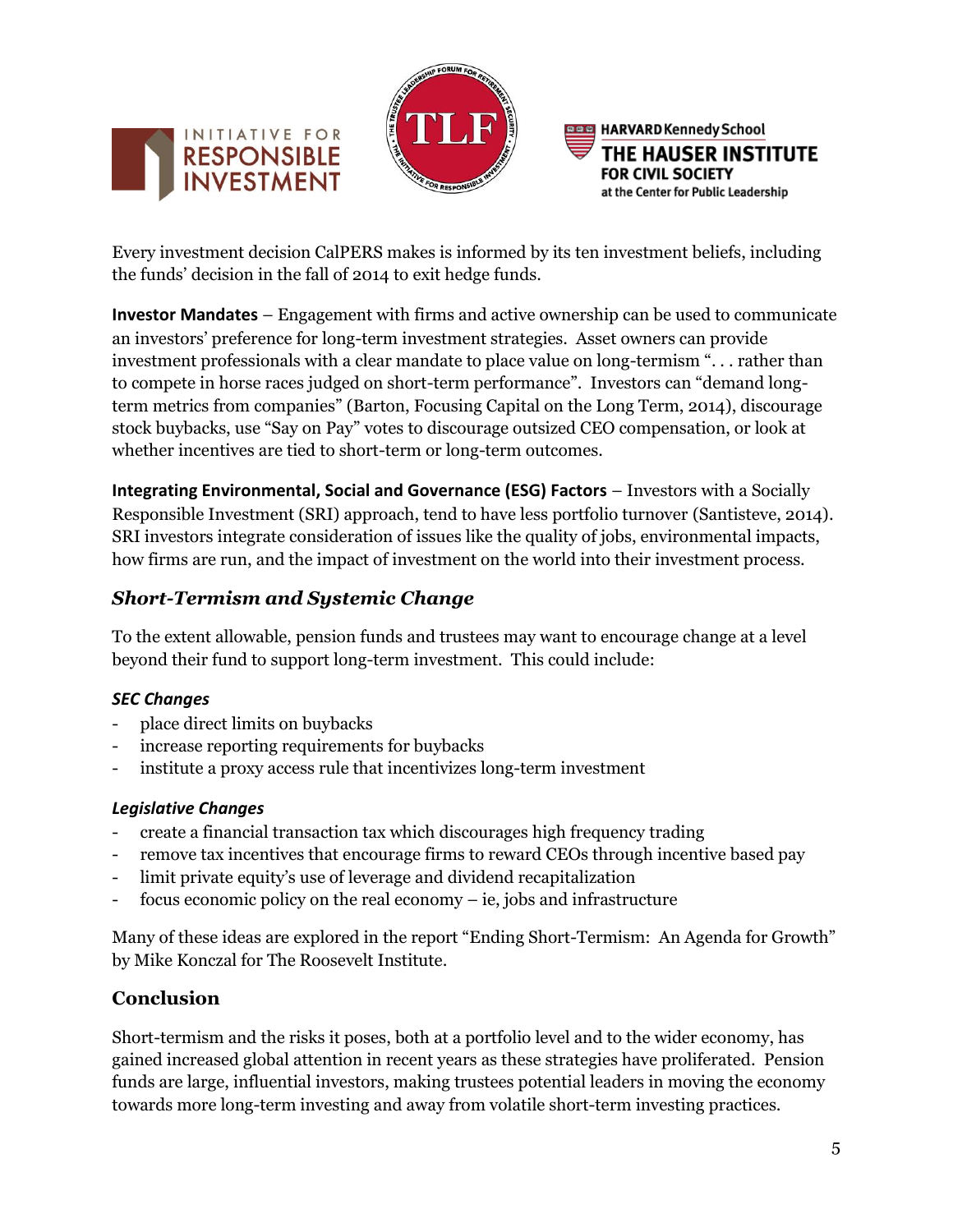Every investment decision CalPERS makes is informed by its ten investment beliefs, including the funds' decision in the fall of 2014 to exit hedge funds.

**Investor Mandates** – Engagement with firms and active ownership can be used to communicate an investors' preference for long-term investment strategies. Asset owners can provide investment professionals with a clear mandate to place value on long-termism ". . . rather than to compete in horse races judged on short-term performance". Investors can "demand long-term metrics from companies" (Barton, Focusing Capital on the Long Term, 2014), discourage stock buybacks, use "Say on Pay" votes to discourage outsized CEO compensation, or look at whether incentives are tied to short-term or long-term outcomes.

**Integrating Environmental, Social and Governance (ESG) Factors** – Investors with a Socially Responsible Investment (SRI) approach, tend to have less portfolio turnover (Santisteve, 2014). SRI investors integrate consideration of issues like the quality of jobs, environmental impacts, how firms are run, and the impact of investment on the world into their investment process.

## *Short-Termism and Systemic Change*

To the extent allowable, pension funds and trustees may want to encourage change at a level beyond their fund to support long-term investment. This could include:

### *SEC Changes*

- place direct limits on buybacks
- increase reporting requirements for buybacks
- institute a proxy access rule that incentivizes long-term investment

### *Legislative Changes*

- create a financial transaction tax which discourages high frequency trading
- remove tax incentives that encourage firms to reward CEOs through incentive based pay
- limit private equity's use of leverage and dividend recapitalization
- focus economic policy on the real economy – ie, jobs and infrastructure

Many of these ideas are explored in the report "Ending Short-Termism: An Agenda for Growth" by Mike Konczal for The Roosevelt Institute.

## Conclusion

Short-termism and the risks it poses, both at a portfolio level and to the wider economy, has gained increased global attention in recent years as these strategies have proliferated. Pension funds are large, influential investors, making trustees potential leaders in moving the economy towards more long-term investing and away from volatile short-term investing practices.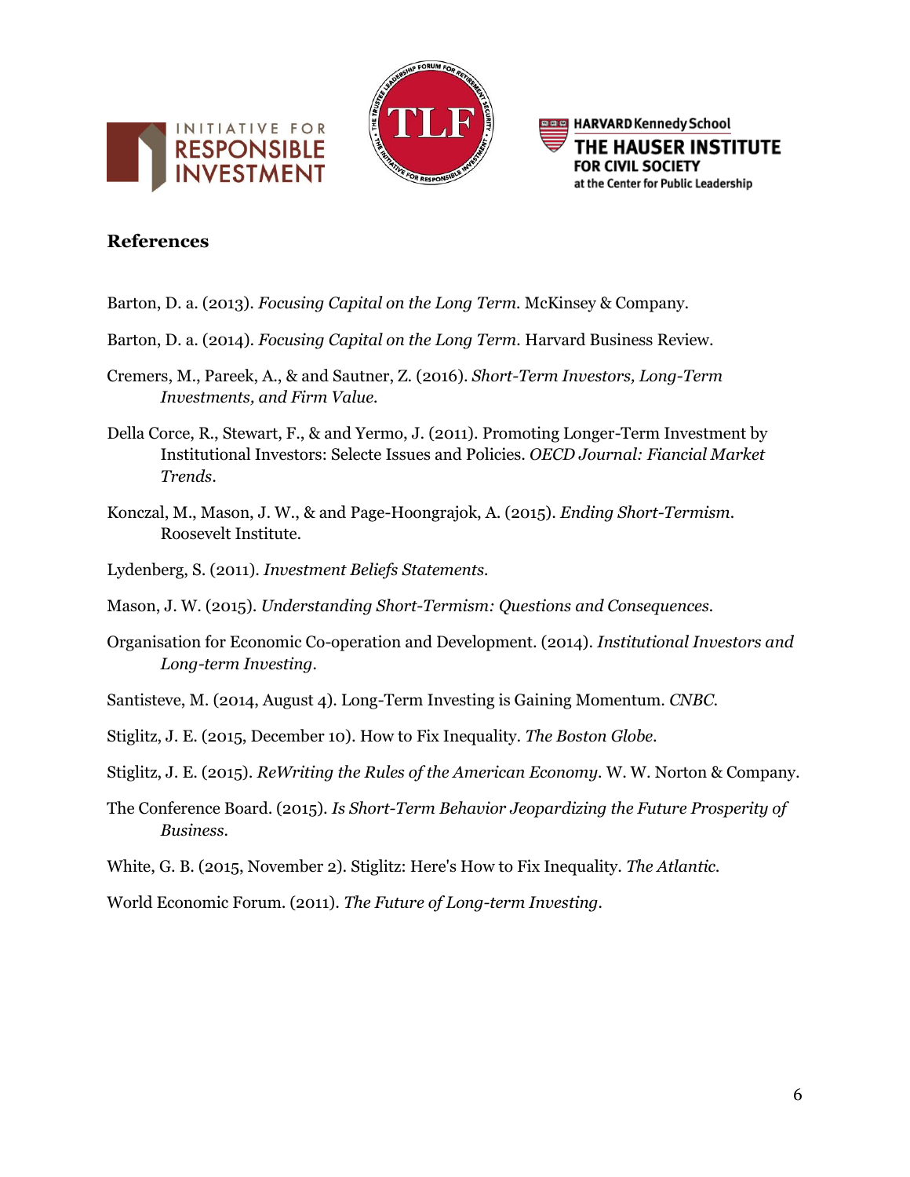## References

Barton, D. a. (2013). *Focusing Capital on the Long Term*. McKinsey & Company.

Barton, D. a. (2014). *Focusing Capital on the Long Term*. Harvard Business Review.

Cremers, M., Pareek, A., & and Sautner, Z. (2016). *Short-Term Investors, Long-Term Investments, and Firm Value*.

Della Corce, R., Stewart, F., & and Yermo, J. (2011). Promoting Longer-Term Investment by Institutional Investors: Selecte Issues and Policies. *OECD Journal: Fiancial Market Trends*.

Konczal, M., Mason, J. W., & and Page-Hoongrajok, A. (2015). *Ending Short-Termism*. Roosevelt Institute.

Lydenberg, S. (2011). *Investment Beliefs Statements*.

Mason, J. W. (2015). *Understanding Short-Termism: Questions and Consequences*.

Organisation for Economic Co-operation and Development. (2014). *Institutional Investors and Long-term Investing*.

Santisteve, M. (2014, August 4). Long-Term Investing is Gaining Momentum. *CNBC*.

Stiglitz, J. E. (2015, December 10). How to Fix Inequality. *The Boston Globe*.

Stiglitz, J. E. (2015). *ReWriting the Rules of the American Economy*. W. W. Norton & Company.

The Conference Board. (2015). *Is Short-Term Behavior Jeopardizing the Future Prosperity of Business*.

White, G. B. (2015, November 2). Stiglitz: Here's How to Fix Inequality. *The Atlantic*.

World Economic Forum. (2011). *The Future of Long-term Investing*.